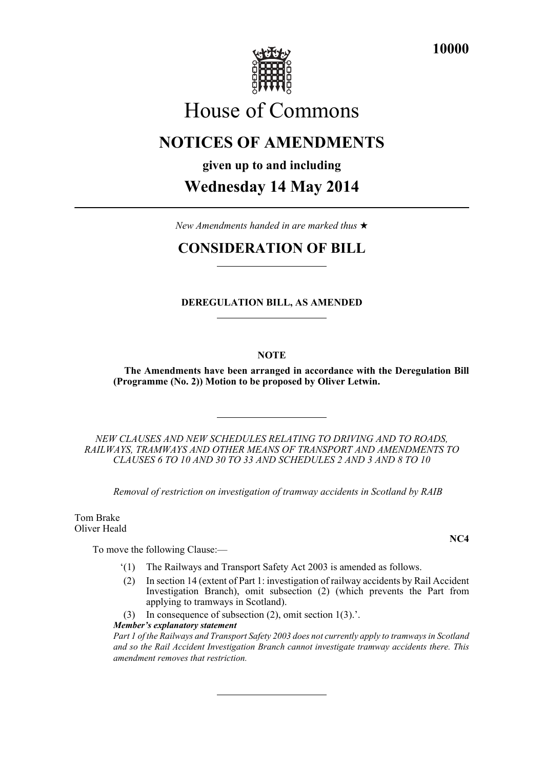# House of Commons

## NOTICES OF AMENDMENTS

**given up to and including**

## Wednesday 14 May 2014

*New Amendments handed in are marked thus* ★

## CONSIDERATION OF BILL

### DEREGULATION BILL, AS AMENDED

**NOTE**

**The Amendments have been arranged in accordance with the Deregulation Bill (Programme (No. 2)) Motion to be proposed by Oliver Letwin.**

*NEW CLAUSES AND NEW SCHEDULES RELATING TO DRIVING AND TO ROADS, RAILWAYS, TRAMWAYS AND OTHER MEANS OF TRANSPORT AND AMENDMENTS TO CLAUSES 6 TO 10 AND 30 TO 33 AND SCHEDULES 2 AND 3 AND 8 TO 10*

*Removal of restriction on investigation of tramway accidents in Scotland by RAIB*

Tom Brake
Oliver Heald

**NC4**

To move the following Clause:—

'(1) The Railways and Transport Safety Act 2003 is amended as follows.

(2) In section 14 (extent of Part 1: investigation of railway accidents by Rail Accident Investigation Branch), omit subsection (2) (which prevents the Part from applying to tramways in Scotland).

(3) In consequence of subsection (2), omit section 1(3).'.

***Member's explanatory statement***

*Part 1 of the Railways and Transport Safety 2003 does not currently apply to tramways in Scotland and so the Rail Accident Investigation Branch cannot investigate tramway accidents there. This amendment removes that restriction.*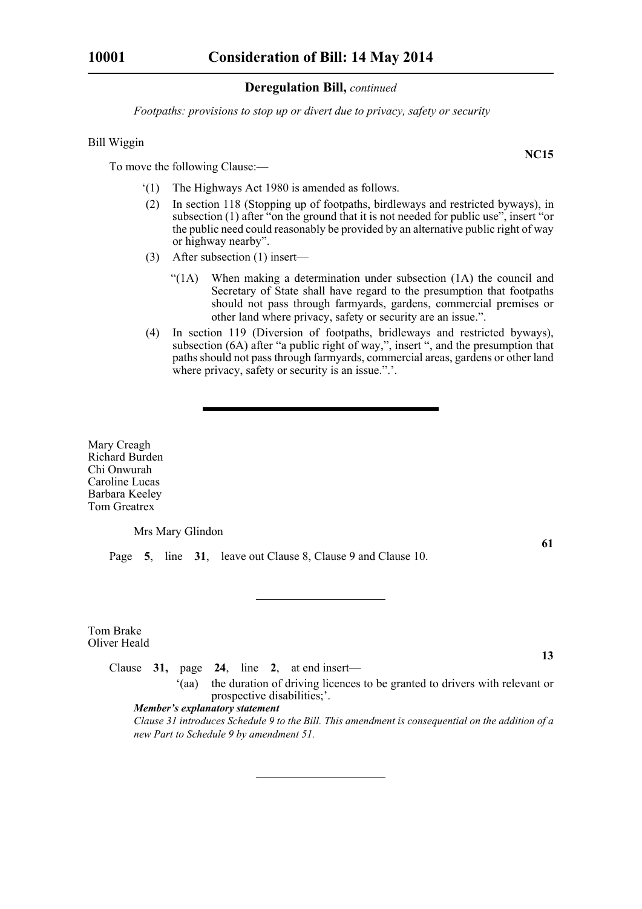## Deregulation Bill, *continued*

*Footpaths: provisions to stop up or divert due to privacy, safety or security*

Bill Wiggin

**NC15**

To move the following Clause:—

‘(1) The Highways Act 1980 is amended as follows.

(2) In section 118 (Stopping up of footpaths, birdleways and restricted byways), in subsection (1) after “on the ground that it is not needed for public use”, insert “or the public need could reasonably be provided by an alternative public right of way or highway nearby”.

(3) After subsection (1) insert—

“(1A) When making a determination under subsection (1A) the council and Secretary of State shall have regard to the presumption that footpaths should not pass through farmyards, gardens, commercial premises or other land where privacy, safety or security are an issue.”.

(4) In section 119 (Diversion of footpaths, bridleways and restricted byways), subsection (6A) after “a public right of way,”, insert “, and the presumption that paths should not pass through farmyards, commercial areas, gardens or other land where privacy, safety or security is an issue.”.’.

---

Mary Creagh
Richard Burden
Chi Onwurah
Caroline Lucas
Barbara Keeley
Tom Greatrex

Mrs Mary Glindon

**61**

Page **5**, line **31**, leave out Clause 8, Clause 9 and Clause 10.

---

Tom Brake
Oliver Heald

**13**

Clause **31,** page **24**, line **2**, at end insert—

‘(aa) the duration of driving licences to be granted to drivers with relevant or prospective disabilities;’.

***Member’s explanatory statement***

*Clause 31 introduces Schedule 9 to the Bill. This amendment is consequential on the addition of a new Part to Schedule 9 by amendment 51.*

---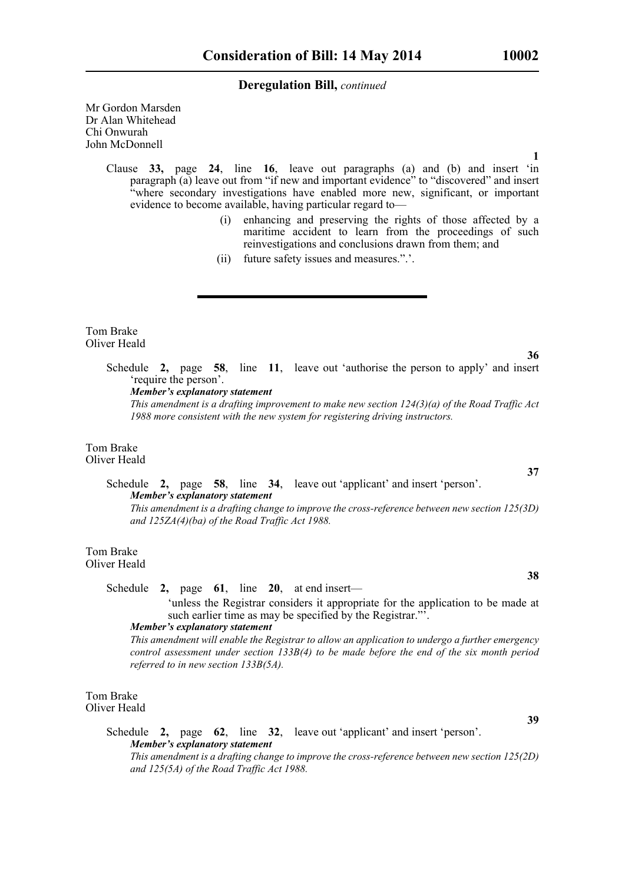**Deregulation Bill,** *continued*

Mr Gordon Marsden
Dr Alan Whitehead
Chi Onwurah
John McDonnell

**1**

Clause **33,** page **24**, line **16**, leave out paragraphs (a) and (b) and insert 'in paragraph (a) leave out from "if new and important evidence" to "discovered" and insert "where secondary investigations have enabled more new, significant, or important evidence to become available, having particular regard to—

(i) enhancing and preserving the rights of those affected by a maritime accident to learn from the proceedings of such reinvestigations and conclusions drawn from them; and

(ii) future safety issues and measures.".'.

---

Tom Brake
Oliver Heald

**36**

Schedule **2,** page **58**, line **11**, leave out 'authorise the person to apply' and insert 'require the person'.

***Member's explanatory statement***

*This amendment is a drafting improvement to make new section 124(3)(a) of the Road Traffic Act 1988 more consistent with the new system for registering driving instructors.*

Tom Brake
Oliver Heald

**37**

Schedule **2,** page **58**, line **34**, leave out 'applicant' and insert 'person'.

***Member's explanatory statement***

*This amendment is a drafting change to improve the cross-reference between new section 125(3D) and 125ZA(4)(ba) of the Road Traffic Act 1988.*

Tom Brake
Oliver Heald

**38**

Schedule **2,** page **61**, line **20**, at end insert—

'unless the Registrar considers it appropriate for the application to be made at such earlier time as may be specified by the Registrar."'.

***Member's explanatory statement***

*This amendment will enable the Registrar to allow an application to undergo a further emergency control assessment under section 133B(4) to be made before the end of the six month period referred to in new section 133B(5A).*

Tom Brake
Oliver Heald

**39**

Schedule **2,** page **62**, line **32**, leave out 'applicant' and insert 'person'.

***Member's explanatory statement***

*This amendment is a drafting change to improve the cross-reference between new section 125(2D) and 125(5A) of the Road Traffic Act 1988.*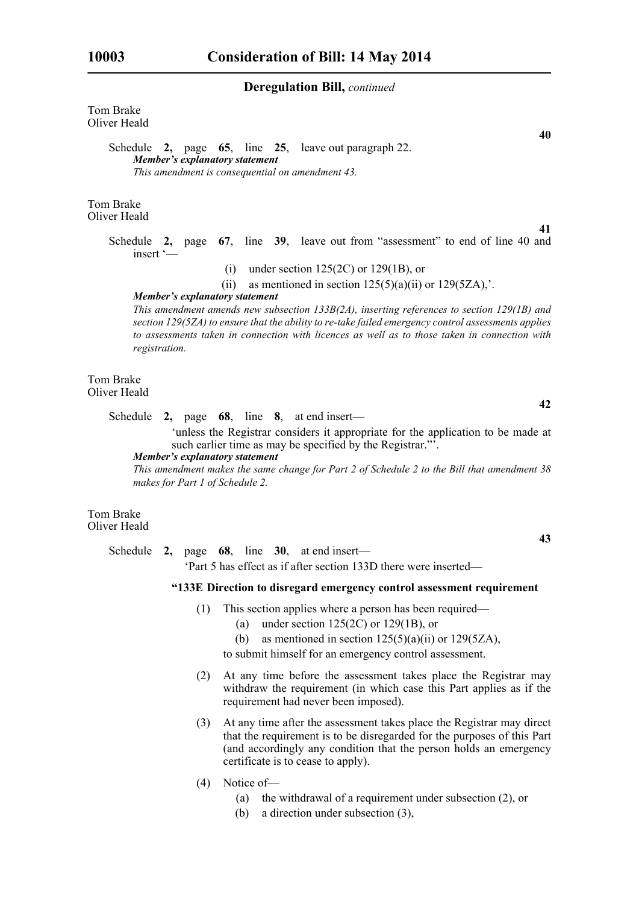## Deregulation Bill, *continued*

Tom Brake
Oliver Heald

**40**

Schedule **2,** page **65**, line **25**, leave out paragraph 22.

***Member's explanatory statement***

*This amendment is consequential on amendment 43.*

Tom Brake
Oliver Heald

**41**

Schedule **2,** page **67**, line **39**, leave out from "assessment" to end of line 40 and insert '—

(i) under section 125(2C) or 129(1B), or

(ii) as mentioned in section 125(5)(a)(ii) or 129(5ZA),'.

***Member's explanatory statement***

*This amendment amends new subsection 133B(2A), inserting references to section 129(1B) and section 129(5ZA) to ensure that the ability to re-take failed emergency control assessments applies to assessments taken in connection with licences as well as to those taken in connection with registration.*

Tom Brake
Oliver Heald

**42**

Schedule **2,** page **68**, line **8**, at end insert—

'unless the Registrar considers it appropriate for the application to be made at such earlier time as may be specified by the Registrar."'.

***Member's explanatory statement***

*This amendment makes the same change for Part 2 of Schedule 2 to the Bill that amendment 38 makes for Part 1 of Schedule 2.*

Tom Brake
Oliver Heald

**43**

Schedule **2,** page **68**, line **30**, at end insert—

'Part 5 has effect as if after section 133D there were inserted—

**"133E Direction to disregard emergency control assessment requirement**

(1) This section applies where a person has been required—

(a) under section 125(2C) or 129(1B), or

(b) as mentioned in section 125(5)(a)(ii) or 129(5ZA),

to submit himself for an emergency control assessment.

(2) At any time before the assessment takes place the Registrar may withdraw the requirement (in which case this Part applies as if the requirement had never been imposed).

(3) At any time after the assessment takes place the Registrar may direct that the requirement is to be disregarded for the purposes of this Part (and accordingly any condition that the person holds an emergency certificate is to cease to apply).

(4) Notice of—

(a) the withdrawal of a requirement under subsection (2), or

(b) a direction under subsection (3),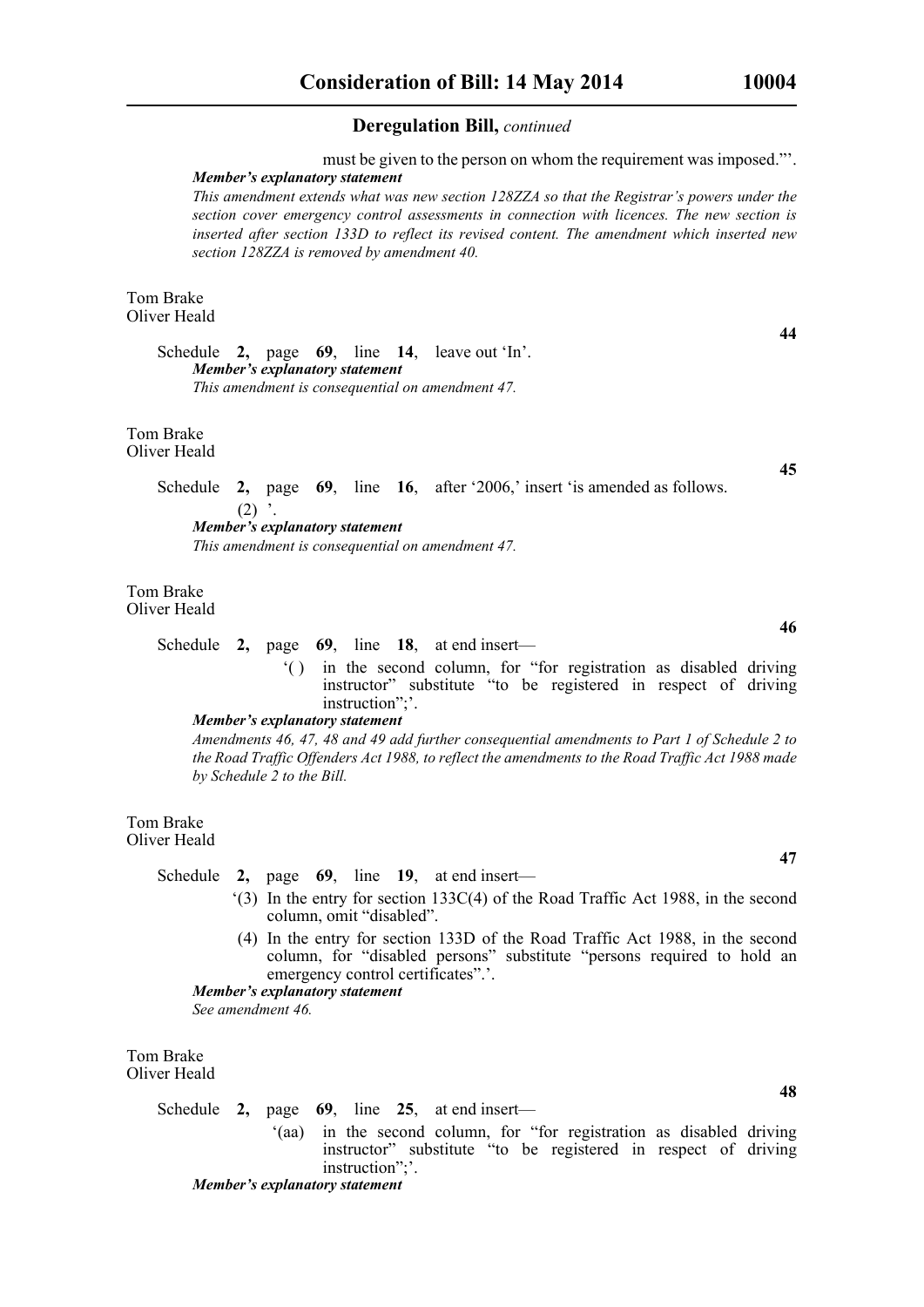**Deregulation Bill,** *continued*

must be given to the person on whom the requirement was imposed."'.

***Member's explanatory statement***

*This amendment extends what was new section 128ZZA so that the Registrar's powers under the section cover emergency control assessments in connection with licences. The new section is inserted after section 133D to reflect its revised content. The amendment which inserted new section 128ZZA is removed by amendment 40.*

Tom Brake
Oliver Heald

**44**

Schedule **2,** page **69**, line **14**, leave out 'In'.

***Member's explanatory statement***

*This amendment is consequential on amendment 47.*

Tom Brake
Oliver Heald

**45**

Schedule **2,** page **69**, line **16**, after '2006,' insert 'is amended as follows.

(2) '.

***Member's explanatory statement***

*This amendment is consequential on amendment 47.*

Tom Brake
Oliver Heald

**46**

Schedule **2,** page **69**, line **18**, at end insert—

'( ) in the second column, for "for registration as disabled driving instructor" substitute "to be registered in respect of driving instruction";'.

***Member's explanatory statement***

*Amendments 46, 47, 48 and 49 add further consequential amendments to Part 1 of Schedule 2 to the Road Traffic Offenders Act 1988, to reflect the amendments to the Road Traffic Act 1988 made by Schedule 2 to the Bill.*

Tom Brake
Oliver Heald

**47**

Schedule **2,** page **69**, line **19**, at end insert—

'(3) In the entry for section 133C(4) of the Road Traffic Act 1988, in the second column, omit "disabled".

(4) In the entry for section 133D of the Road Traffic Act 1988, in the second column, for "disabled persons" substitute "persons required to hold an emergency control certificates".'.

***Member's explanatory statement***

*See amendment 46.*

Tom Brake
Oliver Heald

**48**

Schedule **2,** page **69**, line **25**, at end insert—

'(aa) in the second column, for "for registration as disabled driving instructor" substitute "to be registered in respect of driving instruction";'.

***Member's explanatory statement***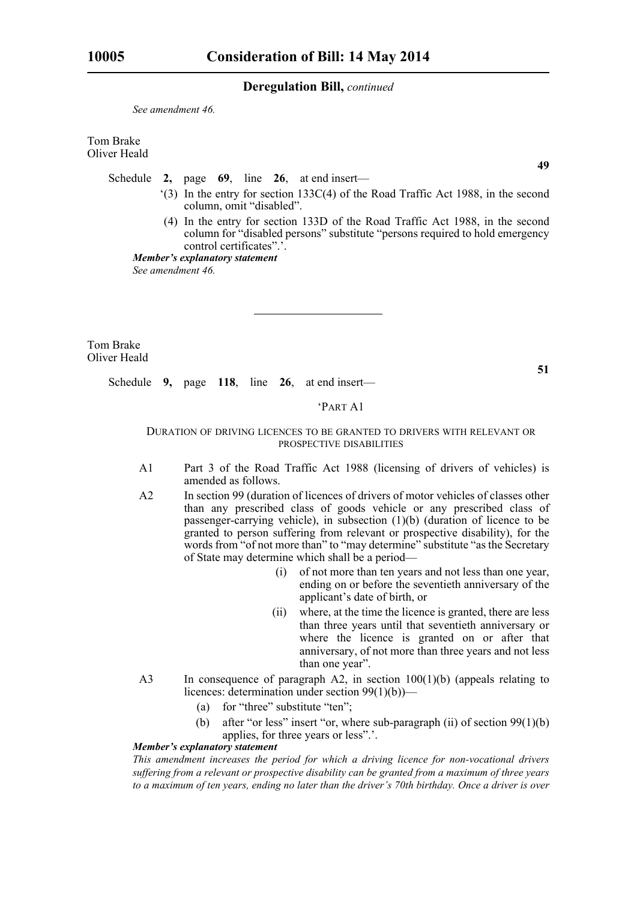## Deregulation Bill, *continued*

*See amendment 46.*

Tom Brake
Oliver Heald

**49**

Schedule **2,** page **69**, line **26**, at end insert—

'(3) In the entry for section 133C(4) of the Road Traffic Act 1988, in the second column, omit "disabled".

(4) In the entry for section 133D of the Road Traffic Act 1988, in the second column for "disabled persons" substitute "persons required to hold emergency control certificates".'.

***Member's explanatory statement***

*See amendment 46.*

---

Tom Brake
Oliver Heald

**51**

Schedule **9,** page **118**, line **26**, at end insert—

'PART A1

DURATION OF DRIVING LICENCES TO BE GRANTED TO DRIVERS WITH RELEVANT OR PROSPECTIVE DISABILITIES

A1 Part 3 of the Road Traffic Act 1988 (licensing of drivers of vehicles) is amended as follows.

A2 In section 99 (duration of licences of drivers of motor vehicles of classes other than any prescribed class of goods vehicle or any prescribed class of passenger-carrying vehicle), in subsection (1)(b) (duration of licence to be granted to person suffering from relevant or prospective disability), for the words from "of not more than" to "may determine" substitute "as the Secretary of State may determine which shall be a period—

(i) of not more than ten years and not less than one year, ending on or before the seventieth anniversary of the applicant's date of birth, or

(ii) where, at the time the licence is granted, there are less than three years until that seventieth anniversary or where the licence is granted on or after that anniversary, of not more than three years and not less than one year".

A3 In consequence of paragraph A2, in section 100(1)(b) (appeals relating to licences: determination under section 99(1)(b))—

(a) for "three" substitute "ten";

(b) after "or less" insert "or, where sub-paragraph (ii) of section 99(1)(b) applies, for three years or less".'.

***Member's explanatory statement***

*This amendment increases the period for which a driving licence for non-vocational drivers suffering from a relevant or prospective disability can be granted from a maximum of three years to a maximum of ten years, ending no later than the driver's 70th birthday. Once a driver is over*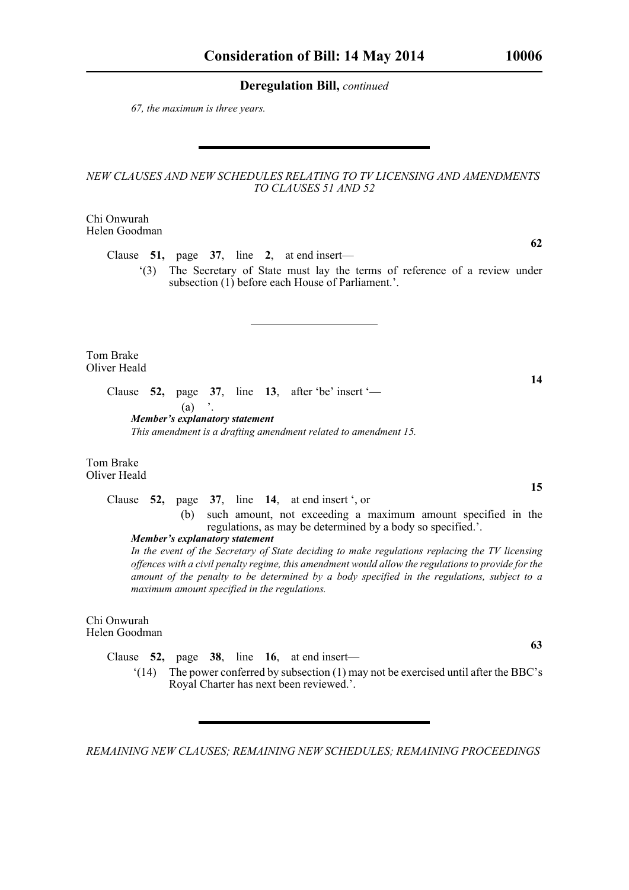*67, the maximum is three years.*

---

*NEW CLAUSES AND NEW SCHEDULES RELATING TO TV LICENSING AND AMENDMENTS TO CLAUSES 51 AND 52*

Chi Onwurah
Helen Goodman

**62**

Clause **51,** page **37**, line **2**, at end insert—

'(3) The Secretary of State must lay the terms of reference of a review under subsection (1) before each House of Parliament.'.

---

Tom Brake
Oliver Heald

**14**

Clause **52,** page **37**, line **13**, after 'be' insert '—

(a) '.

***Member's explanatory statement***

*This amendment is a drafting amendment related to amendment 15.*

Tom Brake
Oliver Heald

**15**

Clause **52,** page **37**, line **14**, at end insert ', or

(b) such amount, not exceeding a maximum amount specified in the regulations, as may be determined by a body so specified.'.

***Member's explanatory statement***

*In the event of the Secretary of State deciding to make regulations replacing the TV licensing offences with a civil penalty regime, this amendment would allow the regulations to provide for the amount of the penalty to be determined by a body specified in the regulations, subject to a maximum amount specified in the regulations.*

Chi Onwurah
Helen Goodman

**63**

Clause **52,** page **38**, line **16**, at end insert—

'(14) The power conferred by subsection (1) may not be exercised until after the BBC's Royal Charter has next been reviewed.'.

---

*REMAINING NEW CLAUSES; REMAINING NEW SCHEDULES; REMAINING PROCEEDINGS*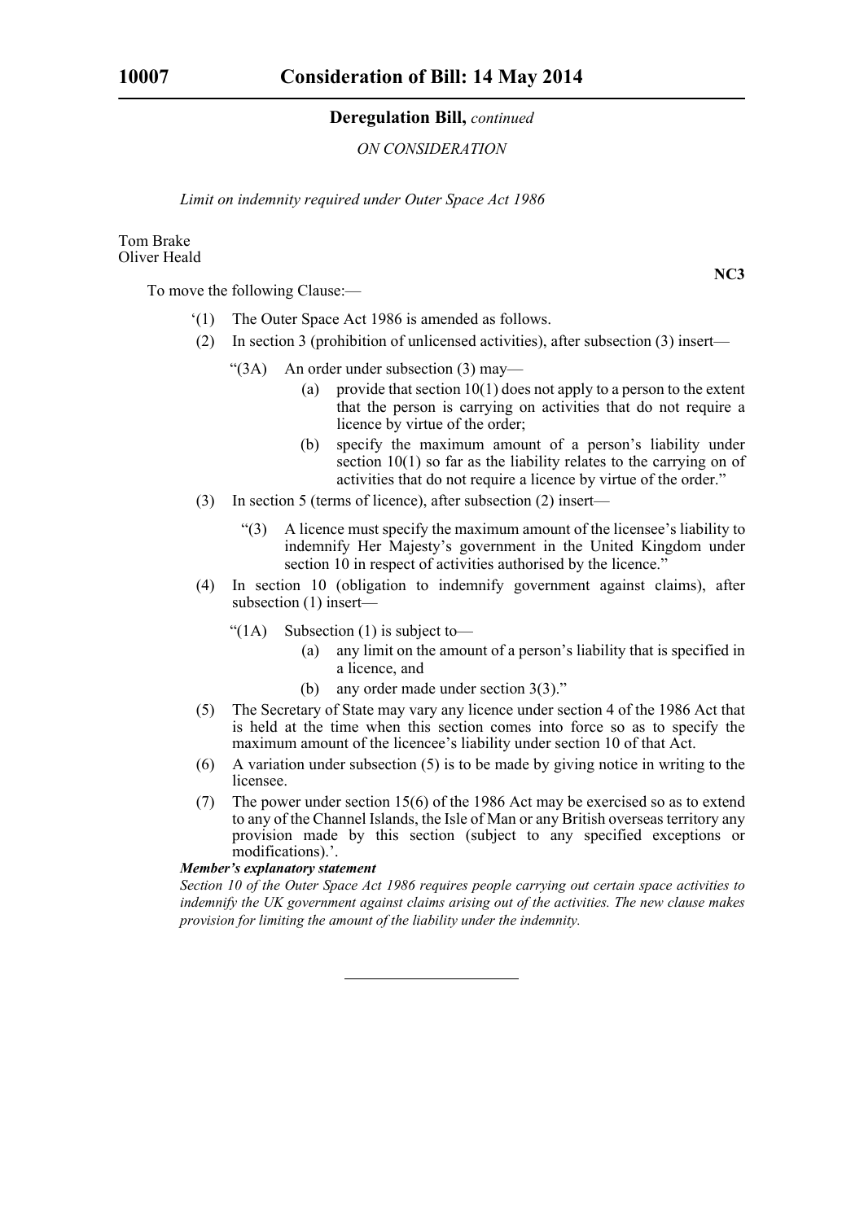**Deregulation Bill,** *continued*

*ON CONSIDERATION*

*Limit on indemnity required under Outer Space Act 1986*

Tom Brake
Oliver Heald

**NC3**

To move the following Clause:—

‘(1) The Outer Space Act 1986 is amended as follows.

(2) In section 3 (prohibition of unlicensed activities), after subsection (3) insert—

“(3A) An order under subsection (3) may—

(a) provide that section 10(1) does not apply to a person to the extent that the person is carrying on activities that do not require a licence by virtue of the order;

(b) specify the maximum amount of a person’s liability under section 10(1) so far as the liability relates to the carrying on of activities that do not require a licence by virtue of the order.”

(3) In section 5 (terms of licence), after subsection (2) insert—

“(3) A licence must specify the maximum amount of the licensee’s liability to indemnify Her Majesty’s government in the United Kingdom under section 10 in respect of activities authorised by the licence.”

(4) In section 10 (obligation to indemnify government against claims), after subsection (1) insert—

“(1A) Subsection (1) is subject to—

(a) any limit on the amount of a person’s liability that is specified in a licence, and

(b) any order made under section 3(3).”

(5) The Secretary of State may vary any licence under section 4 of the 1986 Act that is held at the time when this section comes into force so as to specify the maximum amount of the licencee’s liability under section 10 of that Act.

(6) A variation under subsection (5) is to be made by giving notice in writing to the licensee.

(7) The power under section 15(6) of the 1986 Act may be exercised so as to extend to any of the Channel Islands, the Isle of Man or any British overseas territory any provision made by this section (subject to any specified exceptions or modifications).’.

***Member’s explanatory statement***

*Section 10 of the Outer Space Act 1986 requires people carrying out certain space activities to indemnify the UK government against claims arising out of the activities. The new clause makes provision for limiting the amount of the liability under the indemnity.*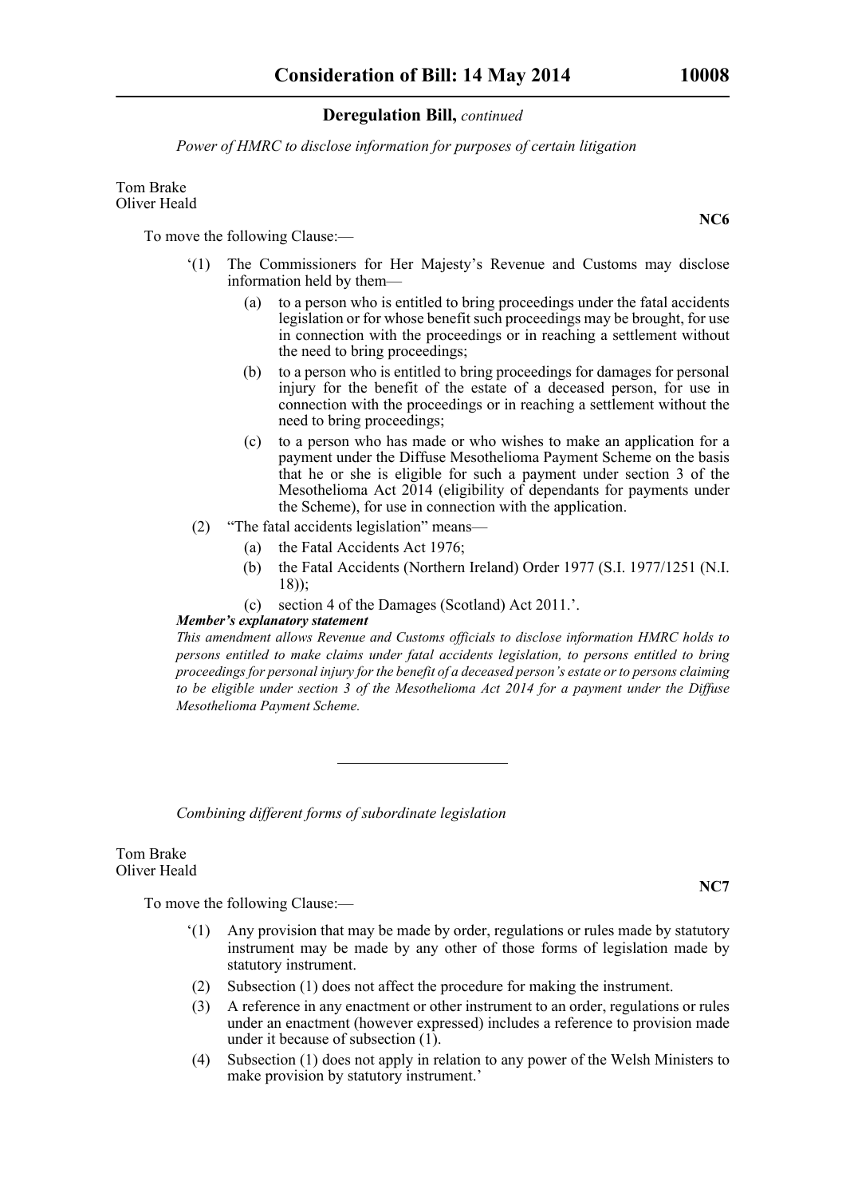*Power of HMRC to disclose information for purposes of certain litigation*

Tom Brake
Oliver Heald

**NC6**

To move the following Clause:—

‘(1) The Commissioners for Her Majesty’s Revenue and Customs may disclose information held by them—

(a) to a person who is entitled to bring proceedings under the fatal accidents legislation or for whose benefit such proceedings may be brought, for use in connection with the proceedings or in reaching a settlement without the need to bring proceedings;

(b) to a person who is entitled to bring proceedings for damages for personal injury for the benefit of the estate of a deceased person, for use in connection with the proceedings or in reaching a settlement without the need to bring proceedings;

(c) to a person who has made or who wishes to make an application for a payment under the Diffuse Mesothelioma Payment Scheme on the basis that he or she is eligible for such a payment under section 3 of the Mesothelioma Act 2014 (eligibility of dependants for payments under the Scheme), for use in connection with the application.

(2) “The fatal accidents legislation” means—

(a) the Fatal Accidents Act 1976;

(b) the Fatal Accidents (Northern Ireland) Order 1977 (S.I. 1977/1251 (N.I. 18));

(c) section 4 of the Damages (Scotland) Act 2011.’.

***Member’s explanatory statement***

*This amendment allows Revenue and Customs officials to disclose information HMRC holds to persons entitled to make claims under fatal accidents legislation, to persons entitled to bring proceedings for personal injury for the benefit of a deceased person’s estate or to persons claiming to be eligible under section 3 of the Mesothelioma Act 2014 for a payment under the Diffuse Mesothelioma Payment Scheme.*

---

*Combining different forms of subordinate legislation*

Tom Brake
Oliver Heald

**NC7**

To move the following Clause:—

‘(1) Any provision that may be made by order, regulations or rules made by statutory instrument may be made by any other of those forms of legislation made by statutory instrument.

(2) Subsection (1) does not affect the procedure for making the instrument.

(3) A reference in any enactment or other instrument to an order, regulations or rules under an enactment (however expressed) includes a reference to provision made under it because of subsection (1).

(4) Subsection (1) does not apply in relation to any power of the Welsh Ministers to make provision by statutory instrument.’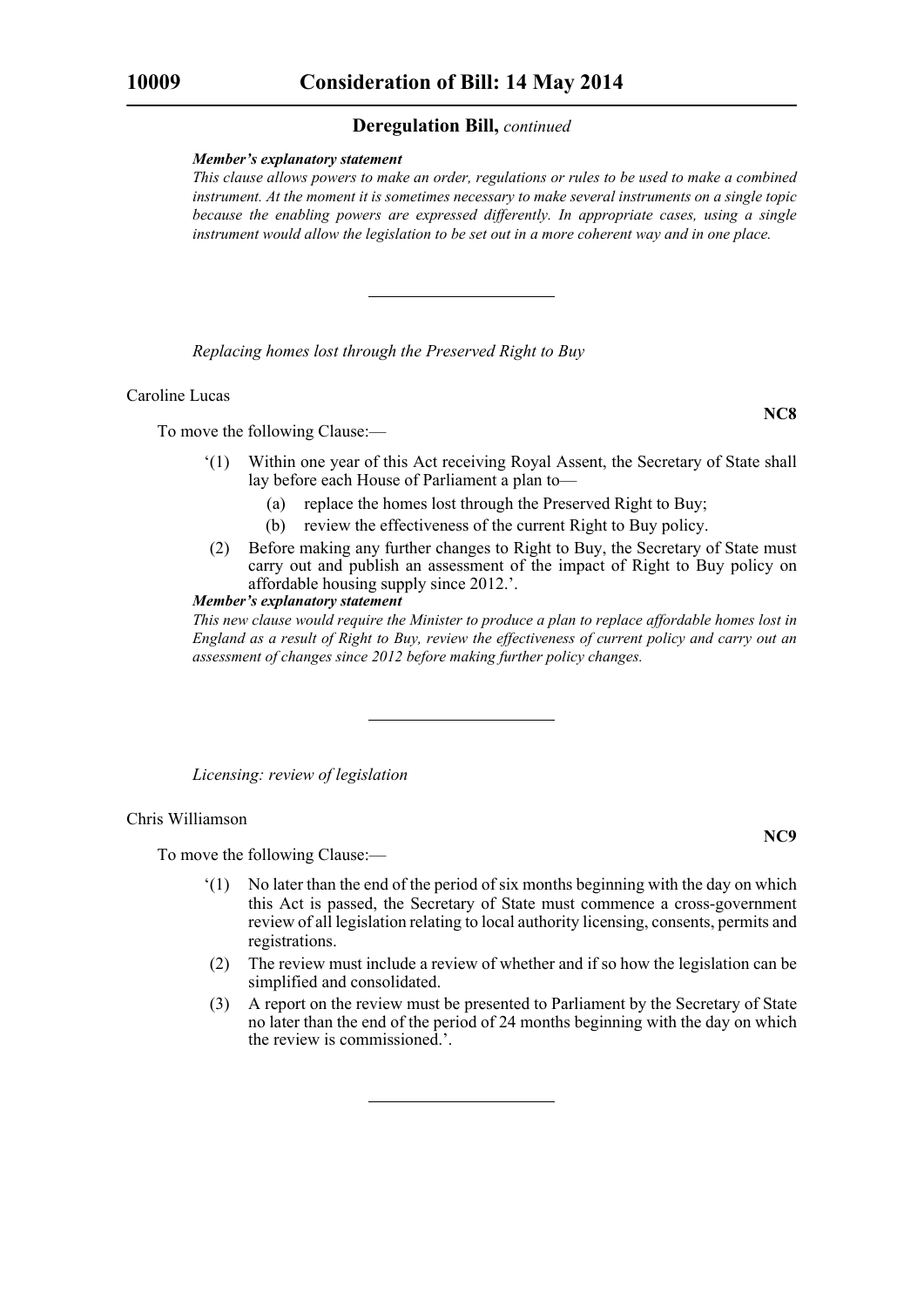**Deregulation Bill,** *continued*

***Member's explanatory statement***

*This clause allows powers to make an order, regulations or rules to be used to make a combined instrument. At the moment it is sometimes necessary to make several instruments on a single topic because the enabling powers are expressed differently. In appropriate cases, using a single instrument would allow the legislation to be set out in a more coherent way and in one place.*

---

*Replacing homes lost through the Preserved Right to Buy*

Caroline Lucas

**NC8**

To move the following Clause:—

'(1) Within one year of this Act receiving Royal Assent, the Secretary of State shall lay before each House of Parliament a plan to—

(a) replace the homes lost through the Preserved Right to Buy;

(b) review the effectiveness of the current Right to Buy policy.

(2) Before making any further changes to Right to Buy, the Secretary of State must carry out and publish an assessment of the impact of Right to Buy policy on affordable housing supply since 2012.'.

***Member's explanatory statement***

*This new clause would require the Minister to produce a plan to replace affordable homes lost in England as a result of Right to Buy, review the effectiveness of current policy and carry out an assessment of changes since 2012 before making further policy changes.*

---

*Licensing: review of legislation*

Chris Williamson

**NC9**

To move the following Clause:—

'(1) No later than the end of the period of six months beginning with the day on which this Act is passed, the Secretary of State must commence a cross-government review of all legislation relating to local authority licensing, consents, permits and registrations.

(2) The review must include a review of whether and if so how the legislation can be simplified and consolidated.

(3) A report on the review must be presented to Parliament by the Secretary of State no later than the end of the period of 24 months beginning with the day on which the review is commissioned.'.

---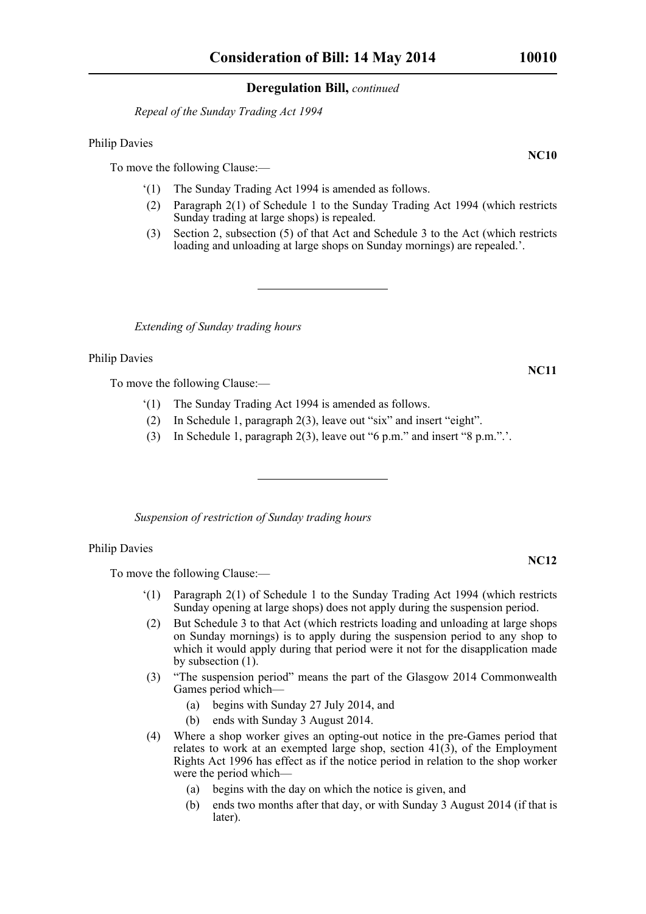## Deregulation Bill, *continued*

*Repeal of the Sunday Trading Act 1994*

Philip Davies

**NC10**

To move the following Clause:—

'(1) The Sunday Trading Act 1994 is amended as follows.

(2) Paragraph 2(1) of Schedule 1 to the Sunday Trading Act 1994 (which restricts Sunday trading at large shops) is repealed.

(3) Section 2, subsection (5) of that Act and Schedule 3 to the Act (which restricts loading and unloading at large shops on Sunday mornings) are repealed.'.

---

*Extending of Sunday trading hours*

Philip Davies

**NC11**

To move the following Clause:—

'(1) The Sunday Trading Act 1994 is amended as follows.

(2) In Schedule 1, paragraph 2(3), leave out "six" and insert "eight".

(3) In Schedule 1, paragraph 2(3), leave out "6 p.m." and insert "8 p.m.".'.

---

*Suspension of restriction of Sunday trading hours*

Philip Davies

**NC12**

To move the following Clause:—

'(1) Paragraph 2(1) of Schedule 1 to the Sunday Trading Act 1994 (which restricts Sunday opening at large shops) does not apply during the suspension period.

(2) But Schedule 3 to that Act (which restricts loading and unloading at large shops on Sunday mornings) is to apply during the suspension period to any shop to which it would apply during that period were it not for the disapplication made by subsection (1).

(3) "The suspension period" means the part of the Glasgow 2014 Commonwealth Games period which—

(a) begins with Sunday 27 July 2014, and

(b) ends with Sunday 3 August 2014.

(4) Where a shop worker gives an opting-out notice in the pre-Games period that relates to work at an exempted large shop, section 41(3), of the Employment Rights Act 1996 has effect as if the notice period in relation to the shop worker were the period which—

(a) begins with the day on which the notice is given, and

(b) ends two months after that day, or with Sunday 3 August 2014 (if that is later).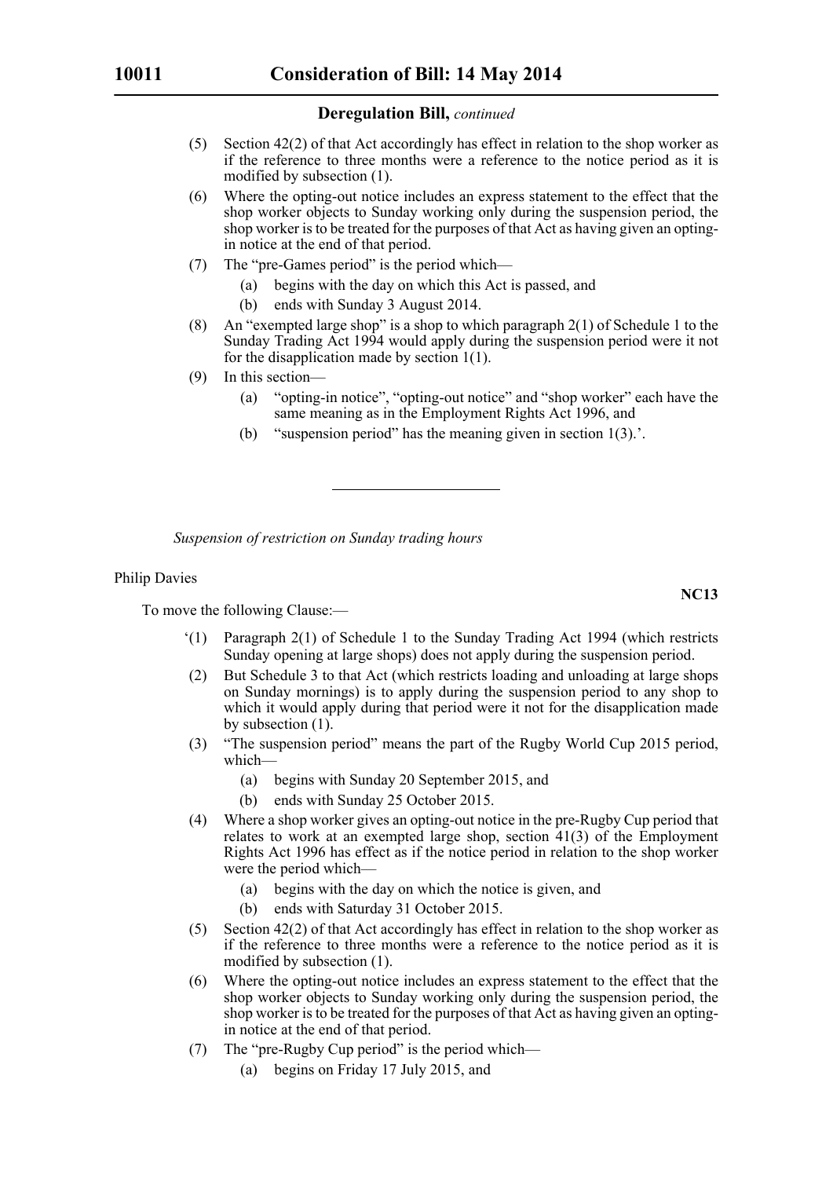## Deregulation Bill, *continued*

(5) Section 42(2) of that Act accordingly has effect in relation to the shop worker as if the reference to three months were a reference to the notice period as it is modified by subsection (1).

(6) Where the opting-out notice includes an express statement to the effect that the shop worker objects to Sunday working only during the suspension period, the shop worker is to be treated for the purposes of that Act as having given an opting-in notice at the end of that period.

(7) The "pre-Games period" is the period which—

(a) begins with the day on which this Act is passed, and

(b) ends with Sunday 3 August 2014.

(8) An "exempted large shop" is a shop to which paragraph 2(1) of Schedule 1 to the Sunday Trading Act 1994 would apply during the suspension period were it not for the disapplication made by section 1(1).

(9) In this section—

(a) "opting-in notice", "opting-out notice" and "shop worker" each have the same meaning as in the Employment Rights Act 1996, and

(b) "suspension period" has the meaning given in section 1(3).'.

---

*Suspension of restriction on Sunday trading hours*

Philip Davies

**NC13**

To move the following Clause:—

'(1) Paragraph 2(1) of Schedule 1 to the Sunday Trading Act 1994 (which restricts Sunday opening at large shops) does not apply during the suspension period.

(2) But Schedule 3 to that Act (which restricts loading and unloading at large shops on Sunday mornings) is to apply during the suspension period to any shop to which it would apply during that period were it not for the disapplication made by subsection (1).

(3) "The suspension period" means the part of the Rugby World Cup 2015 period, which—

(a) begins with Sunday 20 September 2015, and

(b) ends with Sunday 25 October 2015.

(4) Where a shop worker gives an opting-out notice in the pre-Rugby Cup period that relates to work at an exempted large shop, section 41(3) of the Employment Rights Act 1996 has effect as if the notice period in relation to the shop worker were the period which—

(a) begins with the day on which the notice is given, and

(b) ends with Saturday 31 October 2015.

(5) Section 42(2) of that Act accordingly has effect in relation to the shop worker as if the reference to three months were a reference to the notice period as it is modified by subsection (1).

(6) Where the opting-out notice includes an express statement to the effect that the shop worker objects to Sunday working only during the suspension period, the shop worker is to be treated for the purposes of that Act as having given an opting-in notice at the end of that period.

(7) The "pre-Rugby Cup period" is the period which—

(a) begins on Friday 17 July 2015, and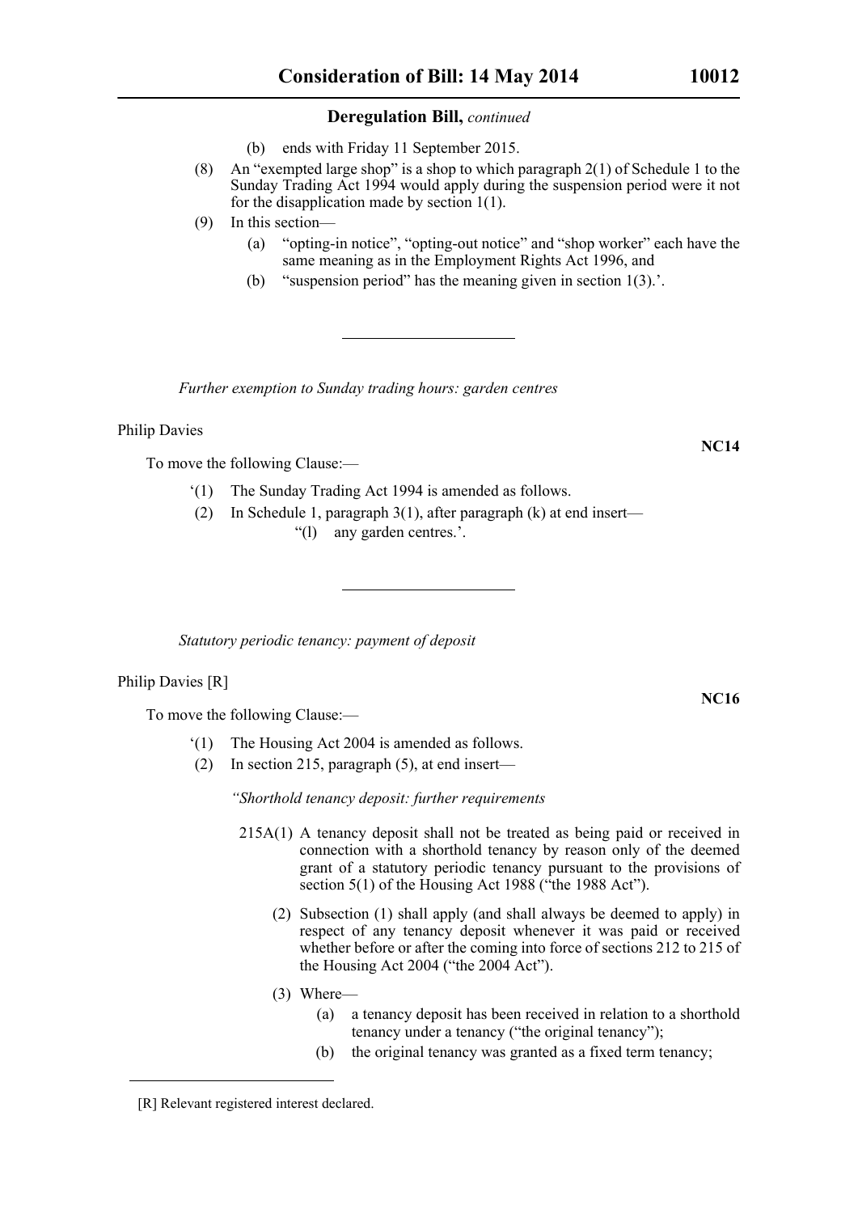(b) ends with Friday 11 September 2015.

(8) An "exempted large shop" is a shop to which paragraph 2(1) of Schedule 1 to the Sunday Trading Act 1994 would apply during the suspension period were it not for the disapplication made by section 1(1).

(9) In this section—

(a) "opting-in notice", "opting-out notice" and "shop worker" each have the same meaning as in the Employment Rights Act 1996, and

(b) "suspension period" has the meaning given in section 1(3).'.

---

*Further exemption to Sunday trading hours: garden centres*

Philip Davies

**NC14**

To move the following Clause:—

'(1) The Sunday Trading Act 1994 is amended as follows.

(2) In Schedule 1, paragraph 3(1), after paragraph (k) at end insert—

"(l) any garden centres.'.

---

*Statutory periodic tenancy: payment of deposit*

Philip Davies [R]

**NC16**

To move the following Clause:—

'(1) The Housing Act 2004 is amended as follows.

(2) In section 215, paragraph (5), at end insert—

*"Shorthold tenancy deposit: further requirements*

215A(1) A tenancy deposit shall not be treated as being paid or received in connection with a shorthold tenancy by reason only of the deemed grant of a statutory periodic tenancy pursuant to the provisions of section 5(1) of the Housing Act 1988 ("the 1988 Act").

(2) Subsection (1) shall apply (and shall always be deemed to apply) in respect of any tenancy deposit whenever it was paid or received whether before or after the coming into force of sections 212 to 215 of the Housing Act 2004 ("the 2004 Act").

(3) Where—

(a) a tenancy deposit has been received in relation to a shorthold tenancy under a tenancy ("the original tenancy");

(b) the original tenancy was granted as a fixed term tenancy;

---

[R] Relevant registered interest declared.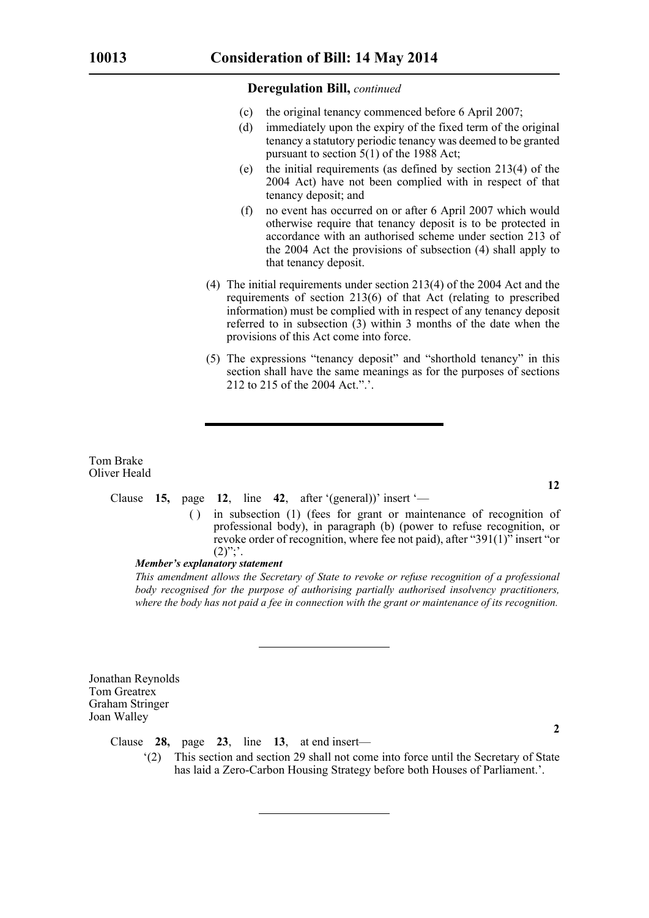**Deregulation Bill,** *continued*

(c) the original tenancy commenced before 6 April 2007;

(d) immediately upon the expiry of the fixed term of the original tenancy a statutory periodic tenancy was deemed to be granted pursuant to section 5(1) of the 1988 Act;

(e) the initial requirements (as defined by section 213(4) of the 2004 Act) have not been complied with in respect of that tenancy deposit; and

(f) no event has occurred on or after 6 April 2007 which would otherwise require that tenancy deposit is to be protected in accordance with an authorised scheme under section 213 of the 2004 Act the provisions of subsection (4) shall apply to that tenancy deposit.

(4) The initial requirements under section 213(4) of the 2004 Act and the requirements of section 213(6) of that Act (relating to prescribed information) must be complied with in respect of any tenancy deposit referred to in subsection (3) within 3 months of the date when the provisions of this Act come into force.

(5) The expressions "tenancy deposit" and "shorthold tenancy" in this section shall have the same meanings as for the purposes of sections 212 to 215 of the 2004 Act.".'.

---

Tom Brake
Oliver Heald

**12**

Clause **15,** page **12**, line **42**, after '(general))' insert '—

( ) in subsection (1) (fees for grant or maintenance of recognition of professional body), in paragraph (b) (power to refuse recognition, or revoke order of recognition, where fee not paid), after "391(1)" insert "or (2)";'.

***Member's explanatory statement***

*This amendment allows the Secretary of State to revoke or refuse recognition of a professional body recognised for the purpose of authorising partially authorised insolvency practitioners, where the body has not paid a fee in connection with the grant or maintenance of its recognition.*

---

Jonathan Reynolds
Tom Greatrex
Graham Stringer
Joan Walley

**2**

Clause **28,** page **23**, line **13**, at end insert—

'(2) This section and section 29 shall not come into force until the Secretary of State has laid a Zero-Carbon Housing Strategy before both Houses of Parliament.'.

---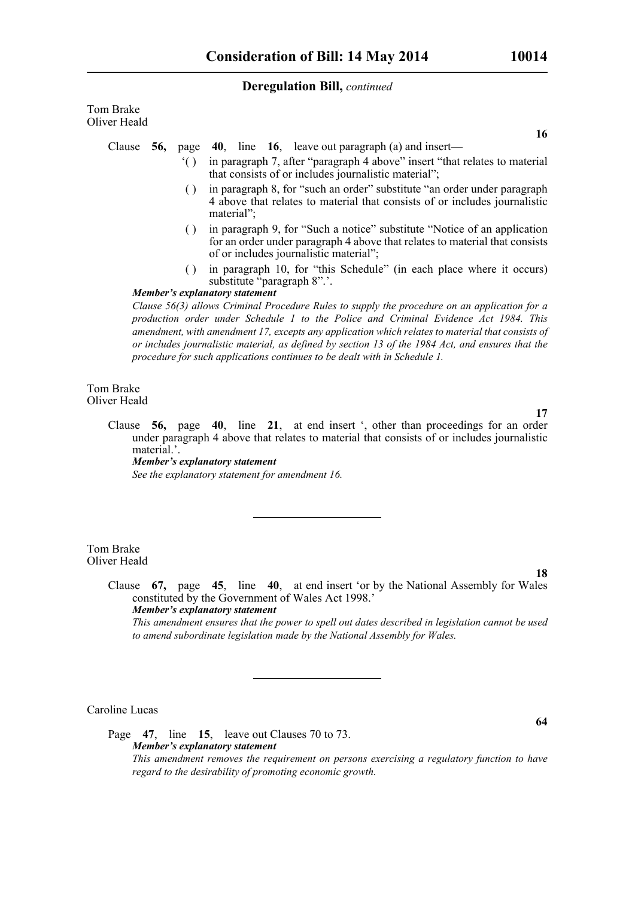Tom Brake
Oliver Heald

**16**

Clause **56,** page **40**, line **16**, leave out paragraph (a) and insert—

'( ) in paragraph 7, after "paragraph 4 above" insert "that relates to material that consists of or includes journalistic material";

( ) in paragraph 8, for "such an order" substitute "an order under paragraph 4 above that relates to material that consists of or includes journalistic material";

( ) in paragraph 9, for "Such a notice" substitute "Notice of an application for an order under paragraph 4 above that relates to material that consists of or includes journalistic material";

( ) in paragraph 10, for "this Schedule" (in each place where it occurs) substitute "paragraph 8".'.

***Member's explanatory statement***

*Clause 56(3) allows Criminal Procedure Rules to supply the procedure on an application for a production order under Schedule 1 to the Police and Criminal Evidence Act 1984. This amendment, with amendment 17, excepts any application which relates to material that consists of or includes journalistic material, as defined by section 13 of the 1984 Act, and ensures that the procedure for such applications continues to be dealt with in Schedule 1.*

Tom Brake
Oliver Heald

**17**

Clause **56,** page **40**, line **21**, at end insert ', other than proceedings for an order under paragraph 4 above that relates to material that consists of or includes journalistic material.'.

***Member's explanatory statement***

*See the explanatory statement for amendment 16.*

---

Tom Brake
Oliver Heald

**18**

Clause **67,** page **45**, line **40**, at end insert 'or by the National Assembly for Wales constituted by the Government of Wales Act 1998.'

***Member's explanatory statement***

*This amendment ensures that the power to spell out dates described in legislation cannot be used to amend subordinate legislation made by the National Assembly for Wales.*

---

Caroline Lucas

**64**

Page **47**, line **15**, leave out Clauses 70 to 73.

***Member's explanatory statement***

*This amendment removes the requirement on persons exercising a regulatory function to have regard to the desirability of promoting economic growth.*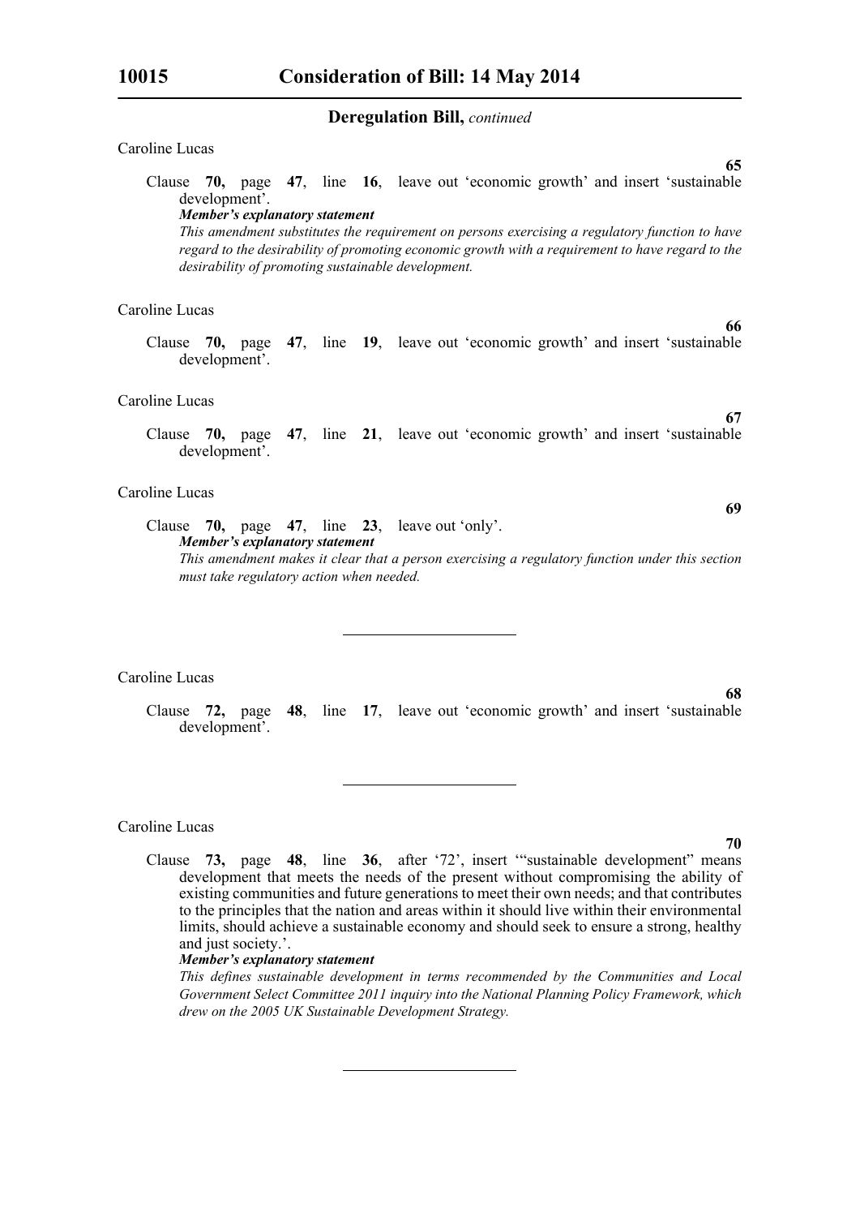**Deregulation Bill,** *continued*

Caroline Lucas

**65**

Clause **70,** page **47**, line **16**, leave out 'economic growth' and insert 'sustainable development'.

***Member's explanatory statement***

*This amendment substitutes the requirement on persons exercising a regulatory function to have regard to the desirability of promoting economic growth with a requirement to have regard to the desirability of promoting sustainable development.*

Caroline Lucas

**66**

Clause **70,** page **47**, line **19**, leave out 'economic growth' and insert 'sustainable development'.

Caroline Lucas

**67**

Clause **70,** page **47**, line **21**, leave out 'economic growth' and insert 'sustainable development'.

Caroline Lucas

**69**

Clause **70,** page **47**, line **23**, leave out 'only'.

***Member's explanatory statement***

*This amendment makes it clear that a person exercising a regulatory function under this section must take regulatory action when needed.*

---

Caroline Lucas

**68**

Clause **72,** page **48**, line **17**, leave out 'economic growth' and insert 'sustainable development'.

---

Caroline Lucas

**70**

Clause **73,** page **48**, line **36**, after '72', insert '"sustainable development" means development that meets the needs of the present without compromising the ability of existing communities and future generations to meet their own needs; and that contributes to the principles that the nation and areas within it should live within their environmental limits, should achieve a sustainable economy and should seek to ensure a strong, healthy and just society.'.

***Member's explanatory statement***

*This defines sustainable development in terms recommended by the Communities and Local Government Select Committee 2011 inquiry into the National Planning Policy Framework, which drew on the 2005 UK Sustainable Development Strategy.*

---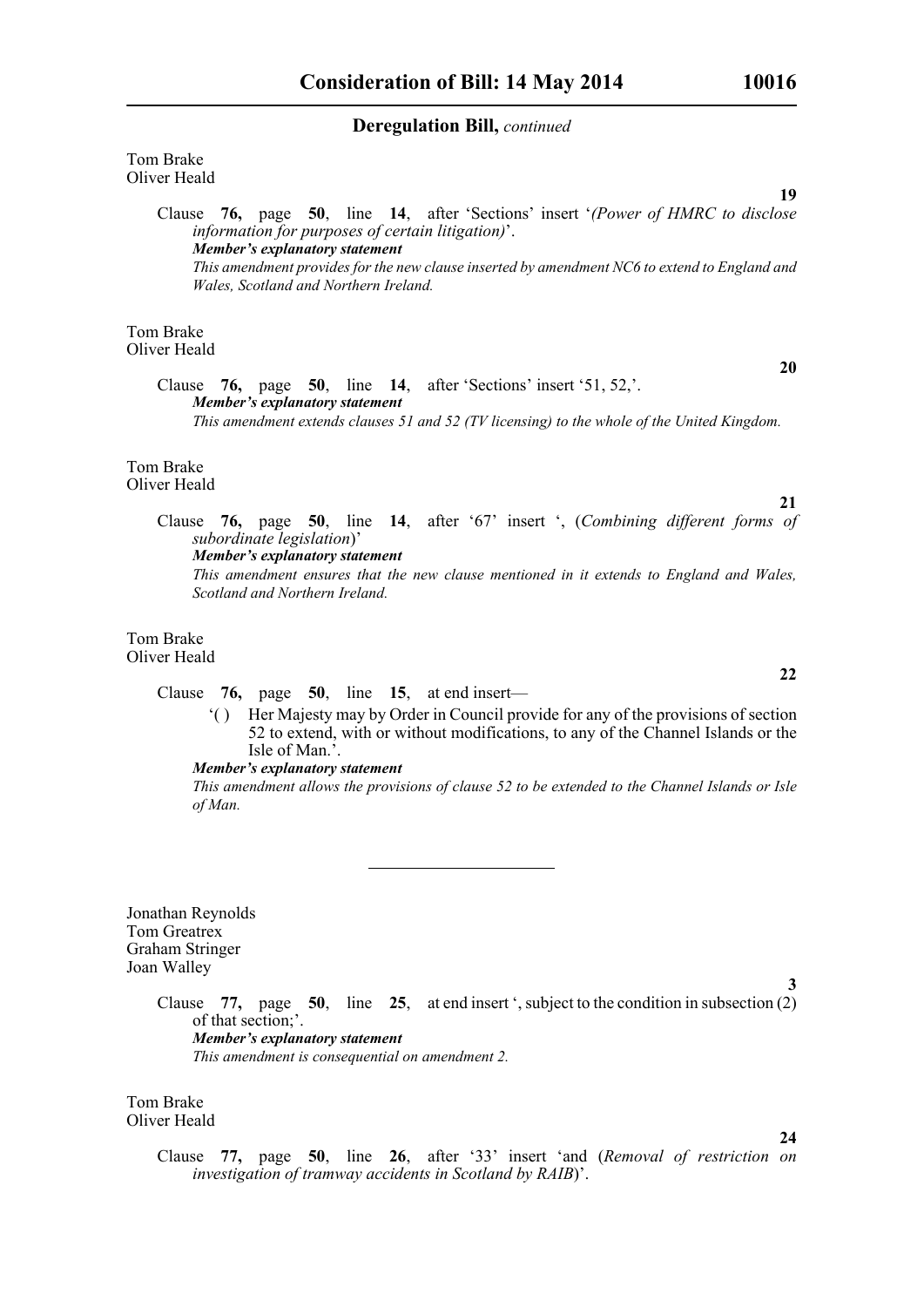**Deregulation Bill,** *continued*

Tom Brake
Oliver Heald

**19**

Clause **76,** page **50**, line **14**, after 'Sections' insert '*(Power of HMRC to disclose information for purposes of certain litigation)*'.

***Member's explanatory statement***

*This amendment provides for the new clause inserted by amendment NC6 to extend to England and Wales, Scotland and Northern Ireland.*

Tom Brake
Oliver Heald

**20**

Clause **76,** page **50**, line **14**, after 'Sections' insert '51, 52,'.

***Member's explanatory statement***

*This amendment extends clauses 51 and 52 (TV licensing) to the whole of the United Kingdom.*

Tom Brake
Oliver Heald

**21**

Clause **76,** page **50**, line **14**, after '67' insert ', (*Combining different forms of subordinate legislation*)'

***Member's explanatory statement***

*This amendment ensures that the new clause mentioned in it extends to England and Wales, Scotland and Northern Ireland.*

Tom Brake
Oliver Heald

**22**

Clause **76,** page **50**, line **15**, at end insert—

'( ) Her Majesty may by Order in Council provide for any of the provisions of section 52 to extend, with or without modifications, to any of the Channel Islands or the Isle of Man.'.

***Member's explanatory statement***

*This amendment allows the provisions of clause 52 to be extended to the Channel Islands or Isle of Man.*

---

Jonathan Reynolds
Tom Greatrex
Graham Stringer
Joan Walley

**3**

Clause **77,** page **50**, line **25**, at end insert ', subject to the condition in subsection (2) of that section;'.

***Member's explanatory statement***

*This amendment is consequential on amendment 2.*

Tom Brake
Oliver Heald

**24**

Clause **77,** page **50**, line **26**, after '33' insert 'and (*Removal of restriction on investigation of tramway accidents in Scotland by RAIB*)'.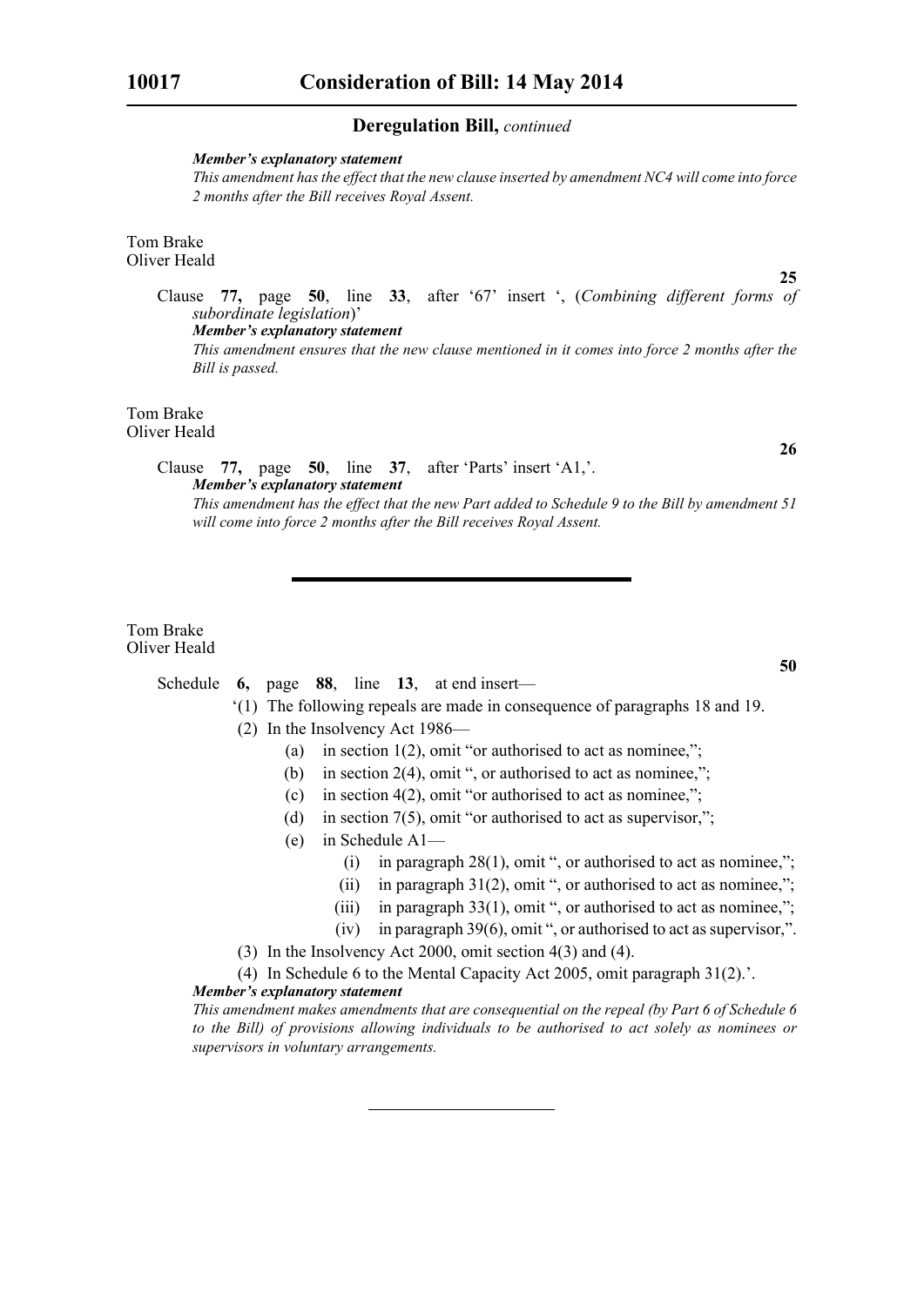**Deregulation Bill,** *continued*

***Member's explanatory statement***

*This amendment has the effect that the new clause inserted by amendment NC4 will come into force 2 months after the Bill receives Royal Assent.*

Tom Brake
Oliver Heald

**25**

Clause **77,** page **50**, line **33**, after '67' insert ', (*Combining different forms of subordinate legislation*)'

***Member's explanatory statement***

*This amendment ensures that the new clause mentioned in it comes into force 2 months after the Bill is passed.*

Tom Brake
Oliver Heald

**26**

Clause **77,** page **50**, line **37**, after 'Parts' insert 'A1,'.

***Member's explanatory statement***

*This amendment has the effect that the new Part added to Schedule 9 to the Bill by amendment 51 will come into force 2 months after the Bill receives Royal Assent.*

---

Tom Brake
Oliver Heald

**50**

Schedule **6,** page **88**, line **13**, at end insert—

'(1) The following repeals are made in consequence of paragraphs 18 and 19.

(2) In the Insolvency Act 1986—

(a) in section 1(2), omit "or authorised to act as nominee,";

(b) in section 2(4), omit ", or authorised to act as nominee,";

(c) in section 4(2), omit "or authorised to act as nominee,";

(d) in section 7(5), omit "or authorised to act as supervisor,";

(e) in Schedule A1—

(i) in paragraph 28(1), omit ", or authorised to act as nominee,";

(ii) in paragraph 31(2), omit ", or authorised to act as nominee,";

(iii) in paragraph 33(1), omit ", or authorised to act as nominee,";

(iv) in paragraph 39(6), omit ", or authorised to act as supervisor,".

(3) In the Insolvency Act 2000, omit section 4(3) and (4).

(4) In Schedule 6 to the Mental Capacity Act 2005, omit paragraph 31(2).'.

***Member's explanatory statement***

*This amendment makes amendments that are consequential on the repeal (by Part 6 of Schedule 6 to the Bill) of provisions allowing individuals to be authorised to act solely as nominees or supervisors in voluntary arrangements.*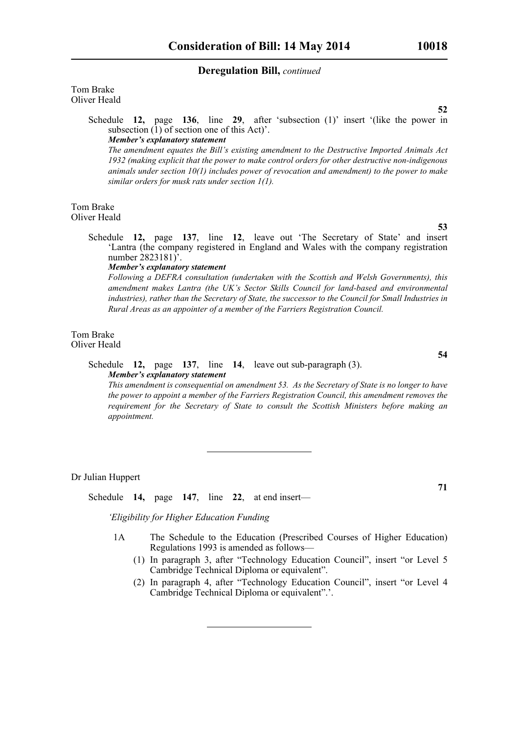**Deregulation Bill,** *continued*

Tom Brake
Oliver Heald

**52**

Schedule **12,** page **136**, line **29**, after 'subsection (1)' insert '(like the power in subsection (1) of section one of this Act)'.

***Member's explanatory statement***

*The amendment equates the Bill's existing amendment to the Destructive Imported Animals Act 1932 (making explicit that the power to make control orders for other destructive non-indigenous animals under section 10(1) includes power of revocation and amendment) to the power to make similar orders for musk rats under section 1(1).*

Tom Brake
Oliver Heald

**53**

Schedule **12,** page **137**, line **12**, leave out 'The Secretary of State' and insert 'Lantra (the company registered in England and Wales with the company registration number 2823181)'.

***Member's explanatory statement***

*Following a DEFRA consultation (undertaken with the Scottish and Welsh Governments), this amendment makes Lantra (the UK's Sector Skills Council for land-based and environmental industries), rather than the Secretary of State, the successor to the Council for Small Industries in Rural Areas as an appointer of a member of the Farriers Registration Council.*

Tom Brake
Oliver Heald

**54**

Schedule **12,** page **137**, line **14**, leave out sub-paragraph (3).

***Member's explanatory statement***

*This amendment is consequential on amendment 53. As the Secretary of State is no longer to have the power to appoint a member of the Farriers Registration Council, this amendment removes the requirement for the Secretary of State to consult the Scottish Ministers before making an appointment.*

---

Dr Julian Huppert

**71**

Schedule **14,** page **147**, line **22**, at end insert—

*'Eligibility for Higher Education Funding*

1A The Schedule to the Education (Prescribed Courses of Higher Education) Regulations 1993 is amended as follows—

(1) In paragraph 3, after "Technology Education Council", insert "or Level 5 Cambridge Technical Diploma or equivalent".

(2) In paragraph 4, after "Technology Education Council", insert "or Level 4 Cambridge Technical Diploma or equivalent".'.

---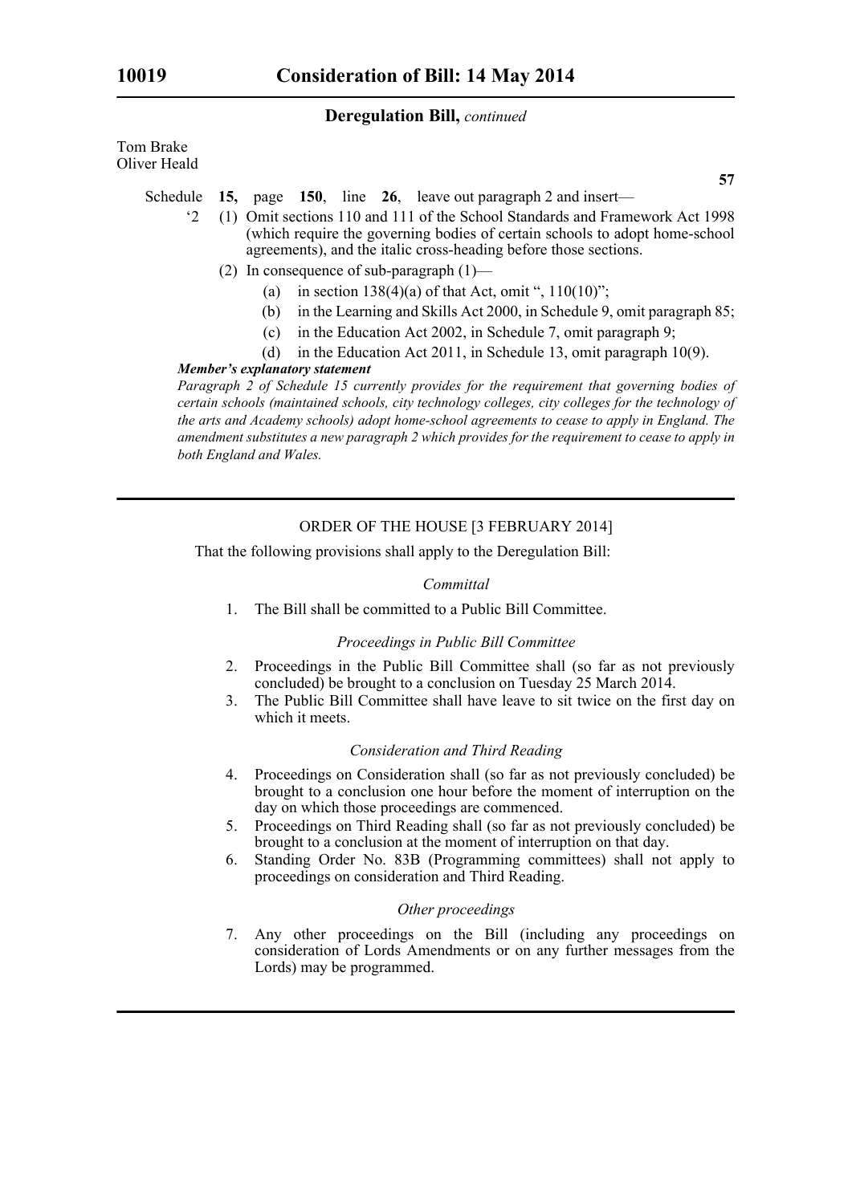**Deregulation Bill,** *continued*

Tom Brake
Oliver Heald

**57**

Schedule **15,** page **150**, line **26**, leave out paragraph 2 and insert—

'2 (1) Omit sections 110 and 111 of the School Standards and Framework Act 1998 (which require the governing bodies of certain schools to adopt home-school agreements), and the italic cross-heading before those sections.

(2) In consequence of sub-paragraph (1)—

(a) in section 138(4)(a) of that Act, omit ", 110(10)";

(b) in the Learning and Skills Act 2000, in Schedule 9, omit paragraph 85;

(c) in the Education Act 2002, in Schedule 7, omit paragraph 9;

(d) in the Education Act 2011, in Schedule 13, omit paragraph 10(9).

***Member's explanatory statement***

*Paragraph 2 of Schedule 15 currently provides for the requirement that governing bodies of certain schools (maintained schools, city technology colleges, city colleges for the technology of the arts and Academy schools) adopt home-school agreements to cease to apply in England. The amendment substitutes a new paragraph 2 which provides for the requirement to cease to apply in both England and Wales.*

---

## ORDER OF THE HOUSE [3 FEBRUARY 2014]

That the following provisions shall apply to the Deregulation Bill:

### *Committal*

1. The Bill shall be committed to a Public Bill Committee.

### *Proceedings in Public Bill Committee*

2. Proceedings in the Public Bill Committee shall (so far as not previously concluded) be brought to a conclusion on Tuesday 25 March 2014.
3. The Public Bill Committee shall have leave to sit twice on the first day on which it meets.

### *Consideration and Third Reading*

4. Proceedings on Consideration shall (so far as not previously concluded) be brought to a conclusion one hour before the moment of interruption on the day on which those proceedings are commenced.
5. Proceedings on Third Reading shall (so far as not previously concluded) be brought to a conclusion at the moment of interruption on that day.
6. Standing Order No. 83B (Programming committees) shall not apply to proceedings on consideration and Third Reading.

### *Other proceedings*

7. Any other proceedings on the Bill (including any proceedings on consideration of Lords Amendments or on any further messages from the Lords) may be programmed.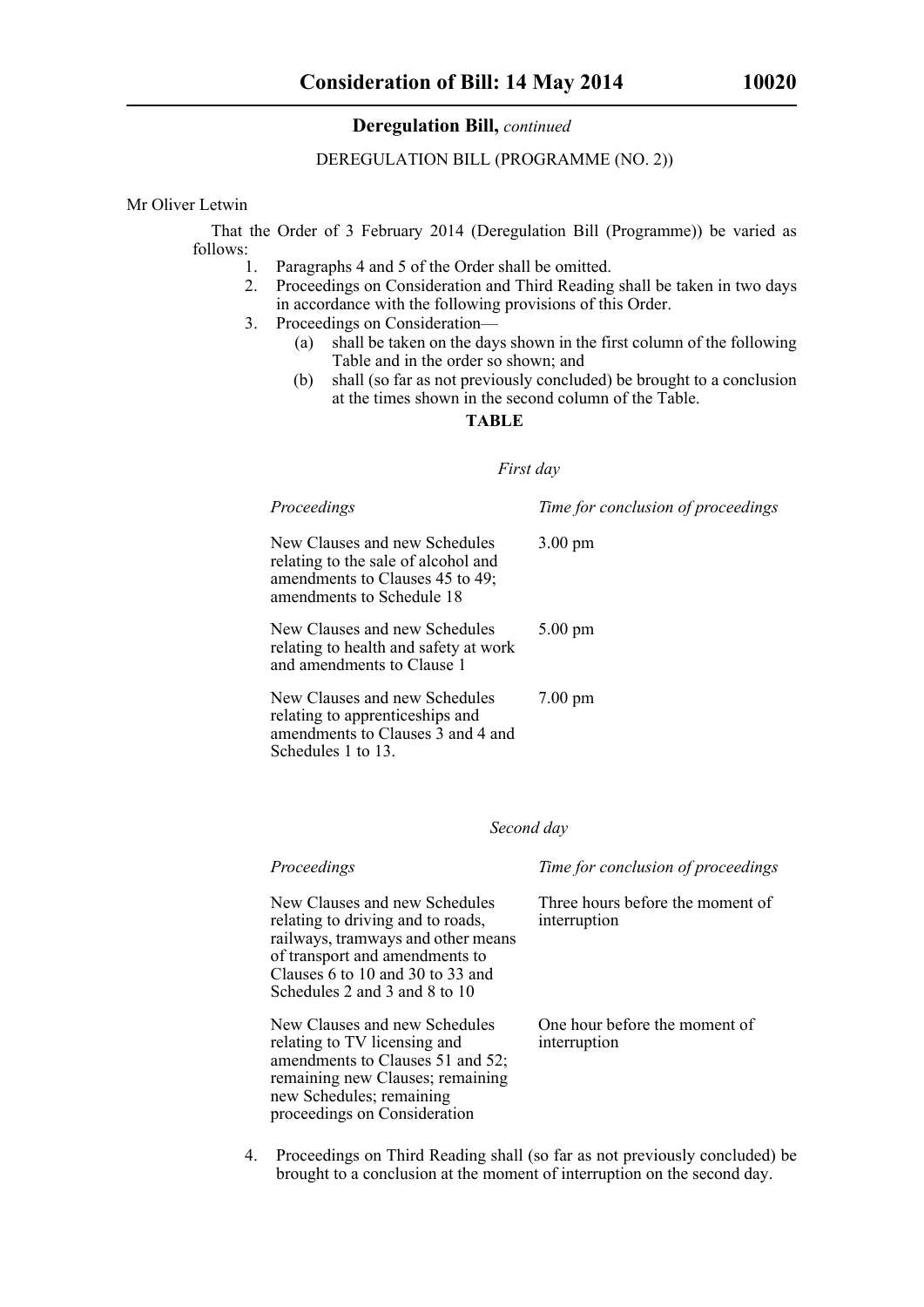**Deregulation Bill,** *continued*

DEREGULATION BILL (PROGRAMME (NO. 2))

Mr Oliver Letwin

That the Order of 3 February 2014 (Deregulation Bill (Programme)) be varied as follows:

1. Paragraphs 4 and 5 of the Order shall be omitted.
2. Proceedings on Consideration and Third Reading shall be taken in two days in accordance with the following provisions of this Order.
3. Proceedings on Consideration—
   (a) shall be taken on the days shown in the first column of the following Table and in the order so shown; and
   (b) shall (so far as not previously concluded) be brought to a conclusion at the times shown in the second column of the Table.

**TABLE**

*First day*

| *Proceedings* | *Time for conclusion of proceedings* |
|---|---|
| New Clauses and new Schedules relating to the sale of alcohol and amendments to Clauses 45 to 49; amendments to Schedule 18 | 3.00 pm |
| New Clauses and new Schedules relating to health and safety at work and amendments to Clause 1 | 5.00 pm |
| New Clauses and new Schedules relating to apprenticeships and amendments to Clauses 3 and 4 and Schedules 1 to 13. | 7.00 pm |

*Second day*

| *Proceedings* | *Time for conclusion of proceedings* |
|---|---|
| New Clauses and new Schedules relating to driving and to roads, railways, tramways and other means of transport and amendments to Clauses 6 to 10 and 30 to 33 and Schedules 2 and 3 and 8 to 10 | Three hours before the moment of interruption |
| New Clauses and new Schedules relating to TV licensing and amendments to Clauses 51 and 52; remaining new Clauses; remaining new Schedules; remaining proceedings on Consideration | One hour before the moment of interruption |

4. Proceedings on Third Reading shall (so far as not previously concluded) be brought to a conclusion at the moment of interruption on the second day.